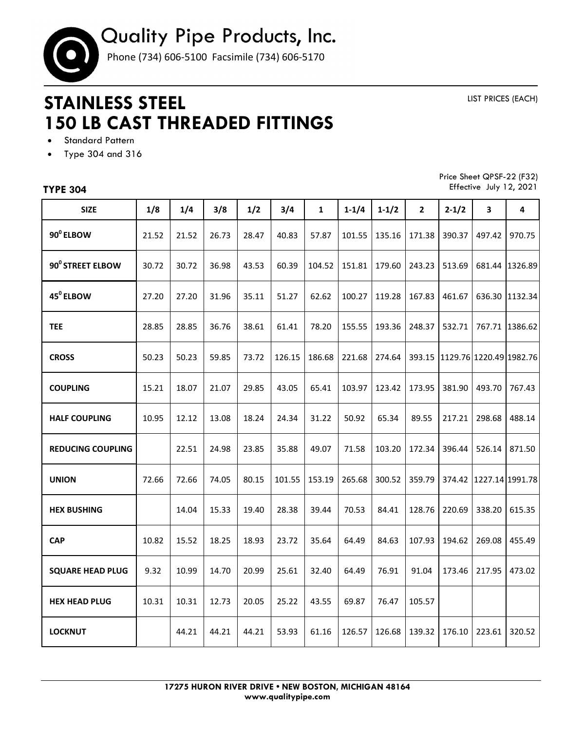# Quality Pipe Products, Inc.

Phone (734) 606-5100 Facsimile (734) 606-5170

LIST PRICES (EACH)

# STAINLESS STEEL 150 LB CAST THREADED FITTINGS

- Standard Pattern
- Type 304 and 316

Price Sheet QPSF-22 (F32)
Effective July 12, 2021

### TYPE 304

| SIZE | 1/8 | 1/4 | 3/8 | 1/2 | 3/4 | 1 | 1-1/4 | 1-1/2 | 2 | 2-1/2 | 3 | 4 |
|---|---|---|---|---|---|---|---|---|---|---|---|---|
| 90⁰ ELBOW | 21.52 | 21.52 | 26.73 | 28.47 | 40.83 | 57.87 | 101.55 | 135.16 | 171.38 | 390.37 | 497.42 | 970.75 |
| 90⁰ STREET ELBOW | 30.72 | 30.72 | 36.98 | 43.53 | 60.39 | 104.52 | 151.81 | 179.60 | 243.23 | 513.69 | 681.44 | 1326.89 |
| 45⁰ ELBOW | 27.20 | 27.20 | 31.96 | 35.11 | 51.27 | 62.62 | 100.27 | 119.28 | 167.83 | 461.67 | 636.30 | 1132.34 |
| TEE | 28.85 | 28.85 | 36.76 | 38.61 | 61.41 | 78.20 | 155.55 | 193.36 | 248.37 | 532.71 | 767.71 | 1386.62 |
| CROSS | 50.23 | 50.23 | 59.85 | 73.72 | 126.15 | 186.68 | 221.68 | 274.64 | 393.15 | 1129.76 | 1220.49 | 1982.76 |
| COUPLING | 15.21 | 18.07 | 21.07 | 29.85 | 43.05 | 65.41 | 103.97 | 123.42 | 173.95 | 381.90 | 493.70 | 767.43 |
| HALF COUPLING | 10.95 | 12.12 | 13.08 | 18.24 | 24.34 | 31.22 | 50.92 | 65.34 | 89.55 | 217.21 | 298.68 | 488.14 |
| REDUCING COUPLING | | 22.51 | 24.98 | 23.85 | 35.88 | 49.07 | 71.58 | 103.20 | 172.34 | 396.44 | 526.14 | 871.50 |
| UNION | 72.66 | 72.66 | 74.05 | 80.15 | 101.55 | 153.19 | 265.68 | 300.52 | 359.79 | 374.42 | 1227.14 | 1991.78 |
| HEX BUSHING | | 14.04 | 15.33 | 19.40 | 28.38 | 39.44 | 70.53 | 84.41 | 128.76 | 220.69 | 338.20 | 615.35 |
| CAP | 10.82 | 15.52 | 18.25 | 18.93 | 23.72 | 35.64 | 64.49 | 84.63 | 107.93 | 194.62 | 269.08 | 455.49 |
| SQUARE HEAD PLUG | 9.32 | 10.99 | 14.70 | 20.99 | 25.61 | 32.40 | 64.49 | 76.91 | 91.04 | 173.46 | 217.95 | 473.02 |
| HEX HEAD PLUG | 10.31 | 10.31 | 12.73 | 20.05 | 25.22 | 43.55 | 69.87 | 76.47 | 105.57 | | | |
| LOCKNUT | | 44.21 | 44.21 | 44.21 | 53.93 | 61.16 | 126.57 | 126.68 | 139.32 | 176.10 | 223.61 | 320.52 |

17275 HURON RIVER DRIVE • NEW BOSTON, MICHIGAN 48164
www.qualitypipe.com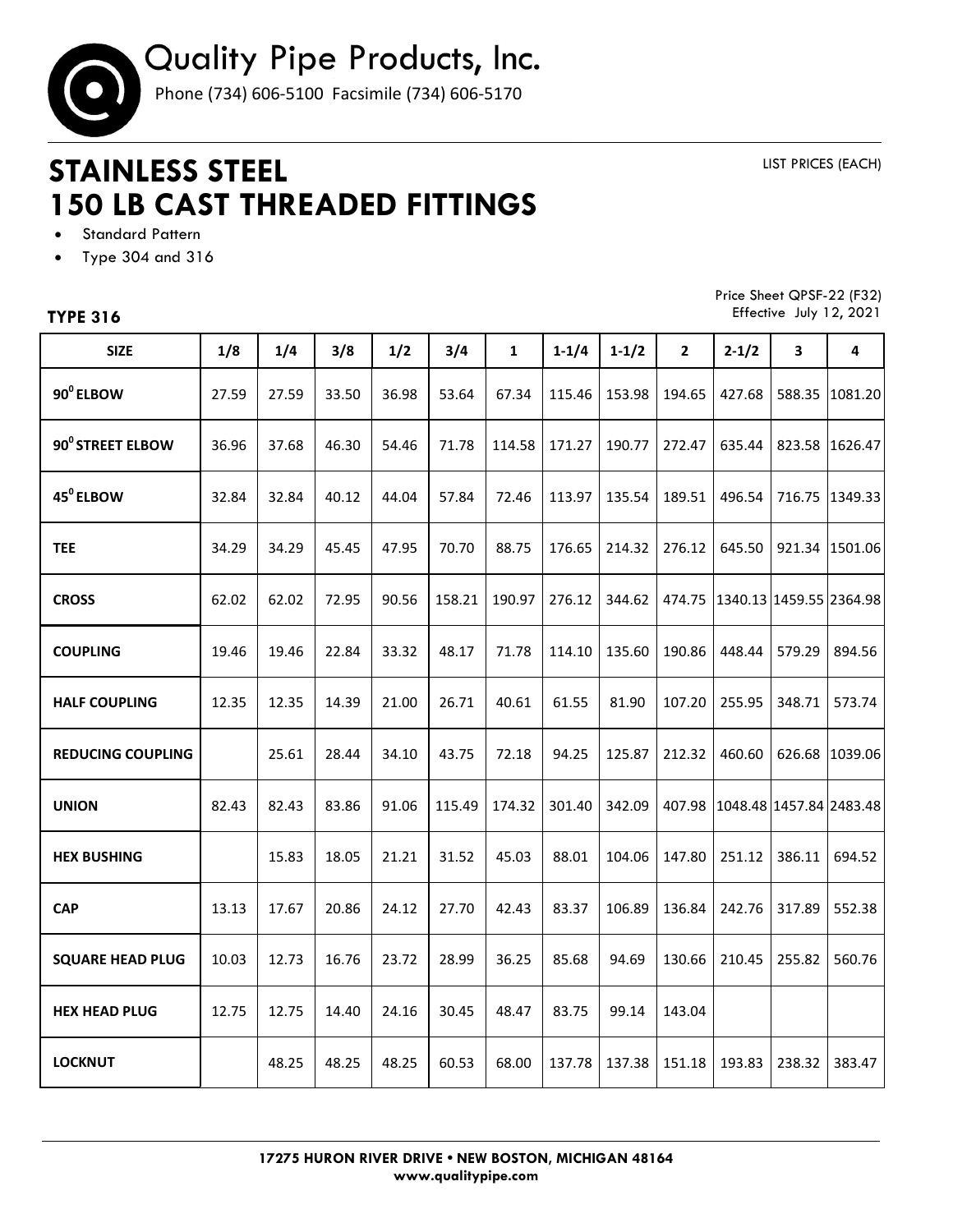Quality Pipe Products, Inc.

Phone (734) 606-5100 Facsimile (734) 606-5170

# STAINLESS STEEL 150 LB CAST THREADED FITTINGS

LIST PRICES (EACH)

- Standard Pattern
- Type 304 and 316

Price Sheet QPSF-22 (F32)
Effective July 12, 2021

**TYPE 316**

| SIZE | 1/8 | 1/4 | 3/8 | 1/2 | 3/4 | 1 | 1-1/4 | 1-1/2 | 2 | 2-1/2 | 3 | 4 |
|---|---|---|---|---|---|---|---|---|---|---|---|---|
| 90° ELBOW | 27.59 | 27.59 | 33.50 | 36.98 | 53.64 | 67.34 | 115.46 | 153.98 | 194.65 | 427.68 | 588.35 | 1081.20 |
| 90° STREET ELBOW | 36.96 | 37.68 | 46.30 | 54.46 | 71.78 | 114.58 | 171.27 | 190.77 | 272.47 | 635.44 | 823.58 | 1626.47 |
| 45° ELBOW | 32.84 | 32.84 | 40.12 | 44.04 | 57.84 | 72.46 | 113.97 | 135.54 | 189.51 | 496.54 | 716.75 | 1349.33 |
| TEE | 34.29 | 34.29 | 45.45 | 47.95 | 70.70 | 88.75 | 176.65 | 214.32 | 276.12 | 645.50 | 921.34 | 1501.06 |
| CROSS | 62.02 | 62.02 | 72.95 | 90.56 | 158.21 | 190.97 | 276.12 | 344.62 | 474.75 | 1340.13 | 1459.55 | 2364.98 |
| COUPLING | 19.46 | 19.46 | 22.84 | 33.32 | 48.17 | 71.78 | 114.10 | 135.60 | 190.86 | 448.44 | 579.29 | 894.56 |
| HALF COUPLING | 12.35 | 12.35 | 14.39 | 21.00 | 26.71 | 40.61 | 61.55 | 81.90 | 107.20 | 255.95 | 348.71 | 573.74 |
| REDUCING COUPLING | | 25.61 | 28.44 | 34.10 | 43.75 | 72.18 | 94.25 | 125.87 | 212.32 | 460.60 | 626.68 | 1039.06 |
| UNION | 82.43 | 82.43 | 83.86 | 91.06 | 115.49 | 174.32 | 301.40 | 342.09 | 407.98 | 1048.48 | 1457.84 | 2483.48 |
| HEX BUSHING | | 15.83 | 18.05 | 21.21 | 31.52 | 45.03 | 88.01 | 104.06 | 147.80 | 251.12 | 386.11 | 694.52 |
| CAP | 13.13 | 17.67 | 20.86 | 24.12 | 27.70 | 42.43 | 83.37 | 106.89 | 136.84 | 242.76 | 317.89 | 552.38 |
| SQUARE HEAD PLUG | 10.03 | 12.73 | 16.76 | 23.72 | 28.99 | 36.25 | 85.68 | 94.69 | 130.66 | 210.45 | 255.82 | 560.76 |
| HEX HEAD PLUG | 12.75 | 12.75 | 14.40 | 24.16 | 30.45 | 48.47 | 83.75 | 99.14 | 143.04 | | | |
| LOCKNUT | | 48.25 | 48.25 | 48.25 | 60.53 | 68.00 | 137.78 | 137.38 | 151.18 | 193.83 | 238.32 | 383.47 |

**17275 HURON RIVER DRIVE • NEW BOSTON, MICHIGAN 48164**
**www.qualitypipe.com**